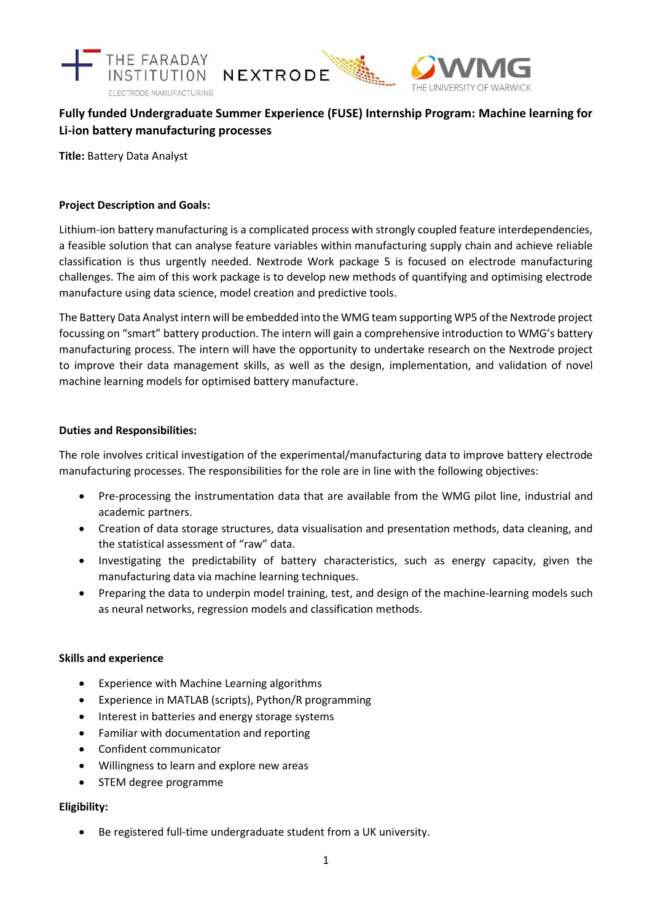# Fully funded Undergraduate Summer Experience (FUSE) Internship Program: Machine learning for Li-ion battery manufacturing processes

**Title:** Battery Data Analyst

## Project Description and Goals:

Lithium-ion battery manufacturing is a complicated process with strongly coupled feature interdependencies, a feasible solution that can analyse feature variables within manufacturing supply chain and achieve reliable classification is thus urgently needed. Nextrode Work package 5 is focused on electrode manufacturing challenges. The aim of this work package is to develop new methods of quantifying and optimising electrode manufacture using data science, model creation and predictive tools.

The Battery Data Analyst intern will be embedded into the WMG team supporting WP5 of the Nextrode project focussing on "smart" battery production. The intern will gain a comprehensive introduction to WMG's battery manufacturing process. The intern will have the opportunity to undertake research on the Nextrode project to improve their data management skills, as well as the design, implementation, and validation of novel machine learning models for optimised battery manufacture.

## Duties and Responsibilities:

The role involves critical investigation of the experimental/manufacturing data to improve battery electrode manufacturing processes. The responsibilities for the role are in line with the following objectives:

- Pre-processing the instrumentation data that are available from the WMG pilot line, industrial and academic partners.
- Creation of data storage structures, data visualisation and presentation methods, data cleaning, and the statistical assessment of "raw" data.
- Investigating the predictability of battery characteristics, such as energy capacity, given the manufacturing data via machine learning techniques.
- Preparing the data to underpin model training, test, and design of the machine-learning models such as neural networks, regression models and classification methods.

## Skills and experience

- Experience with Machine Learning algorithms
- Experience in MATLAB (scripts), Python/R programming
- Interest in batteries and energy storage systems
- Familiar with documentation and reporting
- Confident communicator
- Willingness to learn and explore new areas
- STEM degree programme

## Eligibility:

- Be registered full-time undergraduate student from a UK university.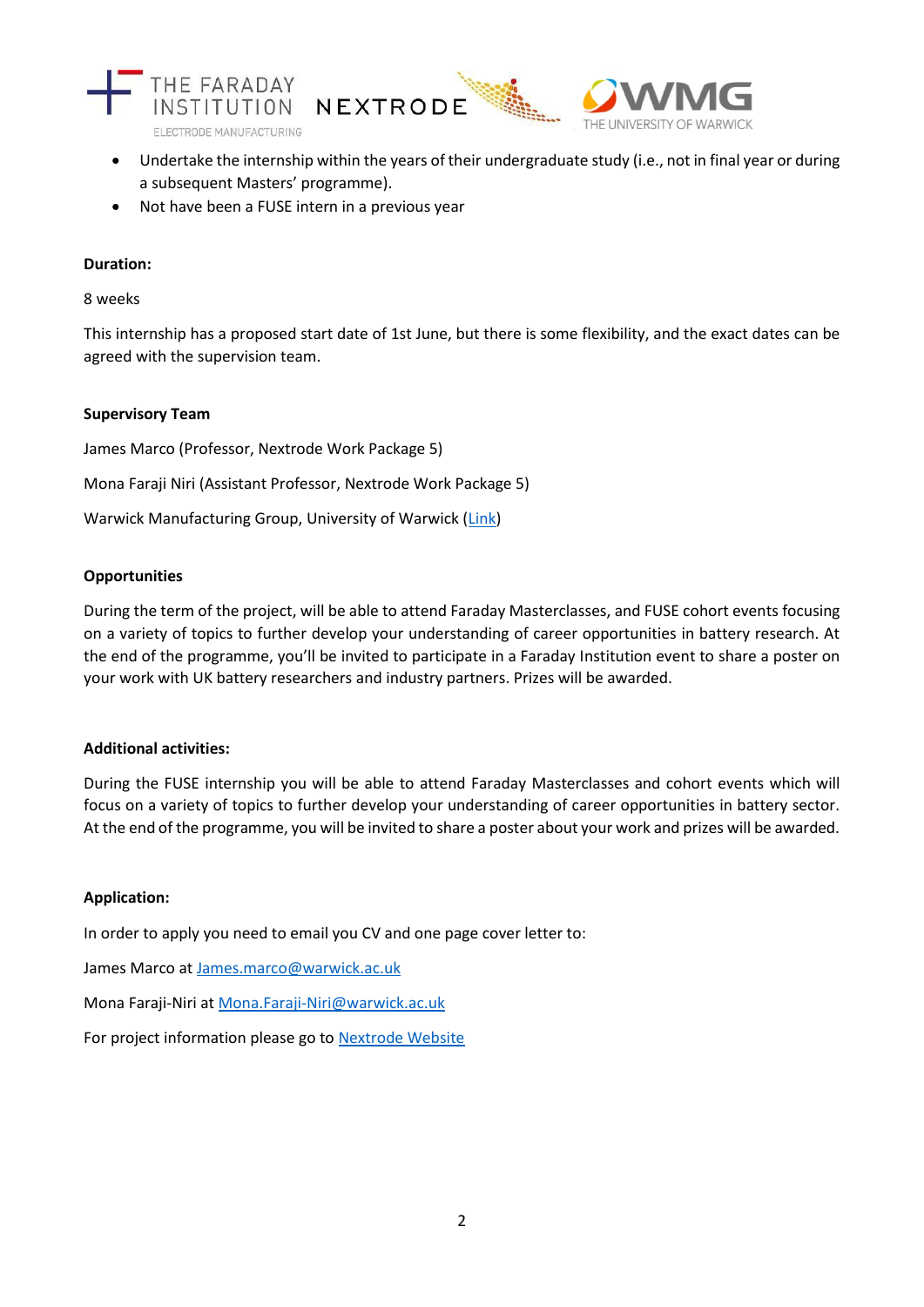- Undertake the internship within the years of their undergraduate study (i.e., not in final year or during a subsequent Masters' programme).
- Not have been a FUSE intern in a previous year

**Duration:**

8 weeks

This internship has a proposed start date of 1st June, but there is some flexibility, and the exact dates can be agreed with the supervision team.

**Supervisory Team**

James Marco (Professor, Nextrode Work Package 5)

Mona Faraji Niri (Assistant Professor, Nextrode Work Package 5)

Warwick Manufacturing Group, University of Warwick (Link)

**Opportunities**

During the term of the project, will be able to attend Faraday Masterclasses, and FUSE cohort events focusing on a variety of topics to further develop your understanding of career opportunities in battery research. At the end of the programme, you'll be invited to participate in a Faraday Institution event to share a poster on your work with UK battery researchers and industry partners. Prizes will be awarded.

**Additional activities:**

During the FUSE internship you will be able to attend Faraday Masterclasses and cohort events which will focus on a variety of topics to further develop your understanding of career opportunities in battery sector. At the end of the programme, you will be invited to share a poster about your work and prizes will be awarded.

**Application:**

In order to apply you need to email you CV and one page cover letter to:

James Marco at James.marco@warwick.ac.uk

Mona Faraji-Niri at Mona.Faraji-Niri@warwick.ac.uk

For project information please go to Nextrode Website